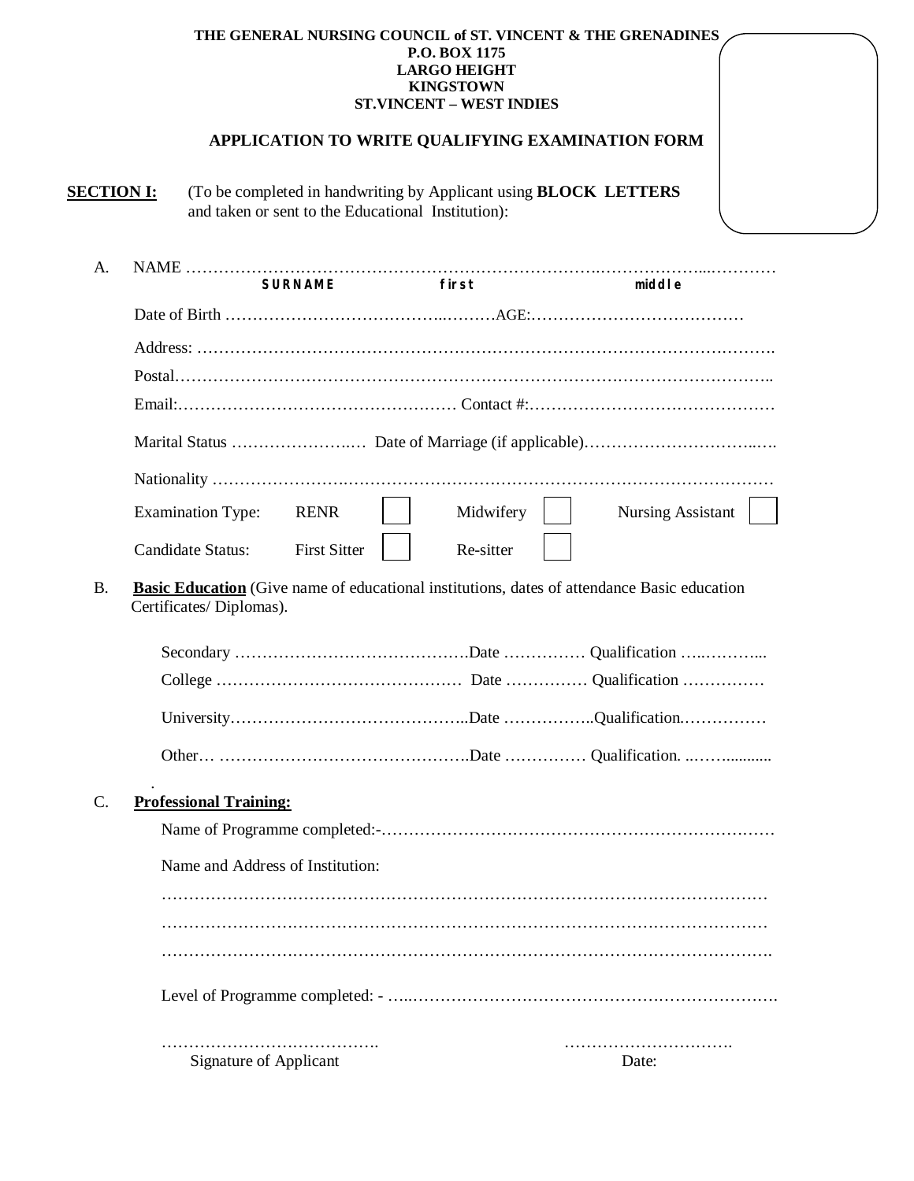**THE GENERAL NURSING COUNCIL of ST. VINCENT & THE GRENADINES**
**P.O. BOX 1175**
**LARGO HEIGHT**
**KINGSTOWN**
**ST.VINCENT – WEST INDIES**

## APPLICATION TO WRITE QUALIFYING EXAMINATION FORM

**SECTION I:** (To be completed in handwriting by Applicant using **BLOCK LETTERS** and taken or sent to the Educational Institution):

A. NAME ……………………………………………………………………………………………………
SURNAME first middle

Date of Birth ……………………………………………AGE:…………………………………

Address: ……………………………………………………………………………………………

Postal…………………………………………………………………………………………………..

Email:…………………………………………… Contact #:………………………………………

Marital Status ……………………… Date of Marriage (if applicable)………………………………

Nationality ……………………………………………………………………………………………

Examination Type: RENR ☐ Midwifery ☐ Nursing Assistant ☐

Candidate Status: First Sitter ☐ Re-sitter ☐

B. **Basic Education** (Give name of educational institutions, dates of attendance Basic education Certificates/ Diplomas).

Secondary …………………………………….Date …………… Qualification ………………...

College ……………………………………… Date …………… Qualification ……………

University……………………………………..Date ……………..Qualification.……………

Other… ……………………………………….Date …………… Qualification. ..………..........

C. **Professional Training:**

Name of Programme completed:-……………………………………………………………

Name and Address of Institution:

…………………………………………………………………………………………………

…………………………………………………………………………………………………

…………………………………………………………………………………………………

Level of Programme completed: - …..……………………………………………………………

…………………………………. ………………………….
Signature of Applicant Date: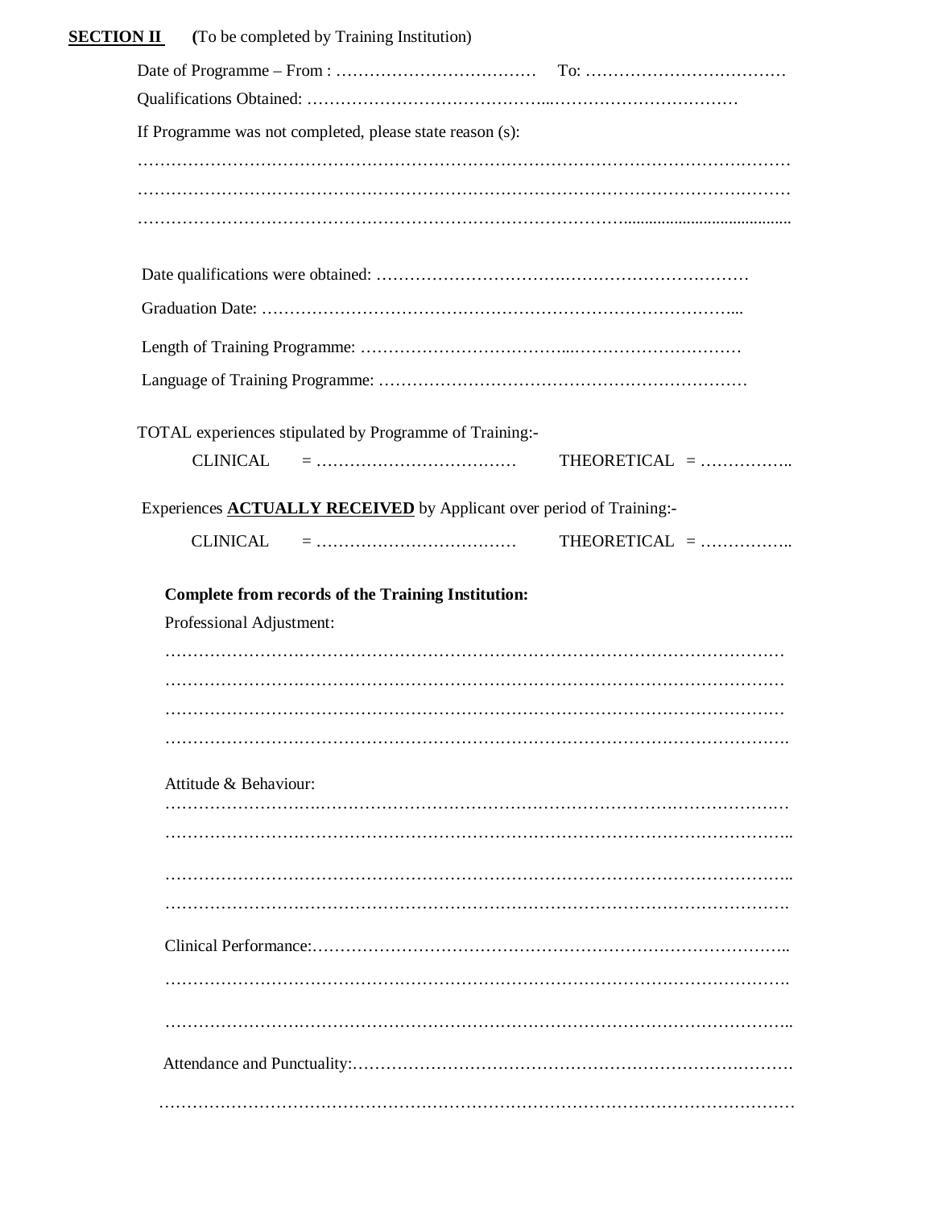**<u>SECTION II</u>** **(**To be completed by Training Institution)

Date of Programme – From : ……………………………… To: ………………………………

Qualifications Obtained: ……………………………………..……………………………

If Programme was not completed, please state reason (s):

……………………………………………………………………………………………………

……………………………………………………………………………………………………

……………………………………………………………………………………………………

Date qualifications were obtained: ……………………………………………………………

Graduation Date: ……………………………………………………………………………...

Length of Training Programme: ……………………………...…………………………

Language of Training Programme: ……………………………………………………………

TOTAL experiences stipulated by Programme of Training:-

CLINICAL = ……………………………… THEORETICAL = ……………..

Experiences **<u>ACTUALLY RECEIVED</u>** by Applicant over period of Training:-

CLINICAL = ……………………………… THEORETICAL = ……………..

**Complete from records of the Training Institution:**

Professional Adjustment:

……………………………………………………………………………………………………

……………………………………………………………………………………………………

……………………………………………………………………………………………………

……………………………………………………………………………………………………

Attitude & Behaviour:

……………………………………………………………………………………………………

……………………………………………………………………………………………………

……………………………………………………………………………………………………

……………………………………………………………………………………………………

Clinical Performance:……………………………………………………………………………..

……………………………………………………………………………………………………

……………………………………………………………………………………………………

Attendance and Punctuality:……………………………………………………………………….

……………………………………………………………………………………………………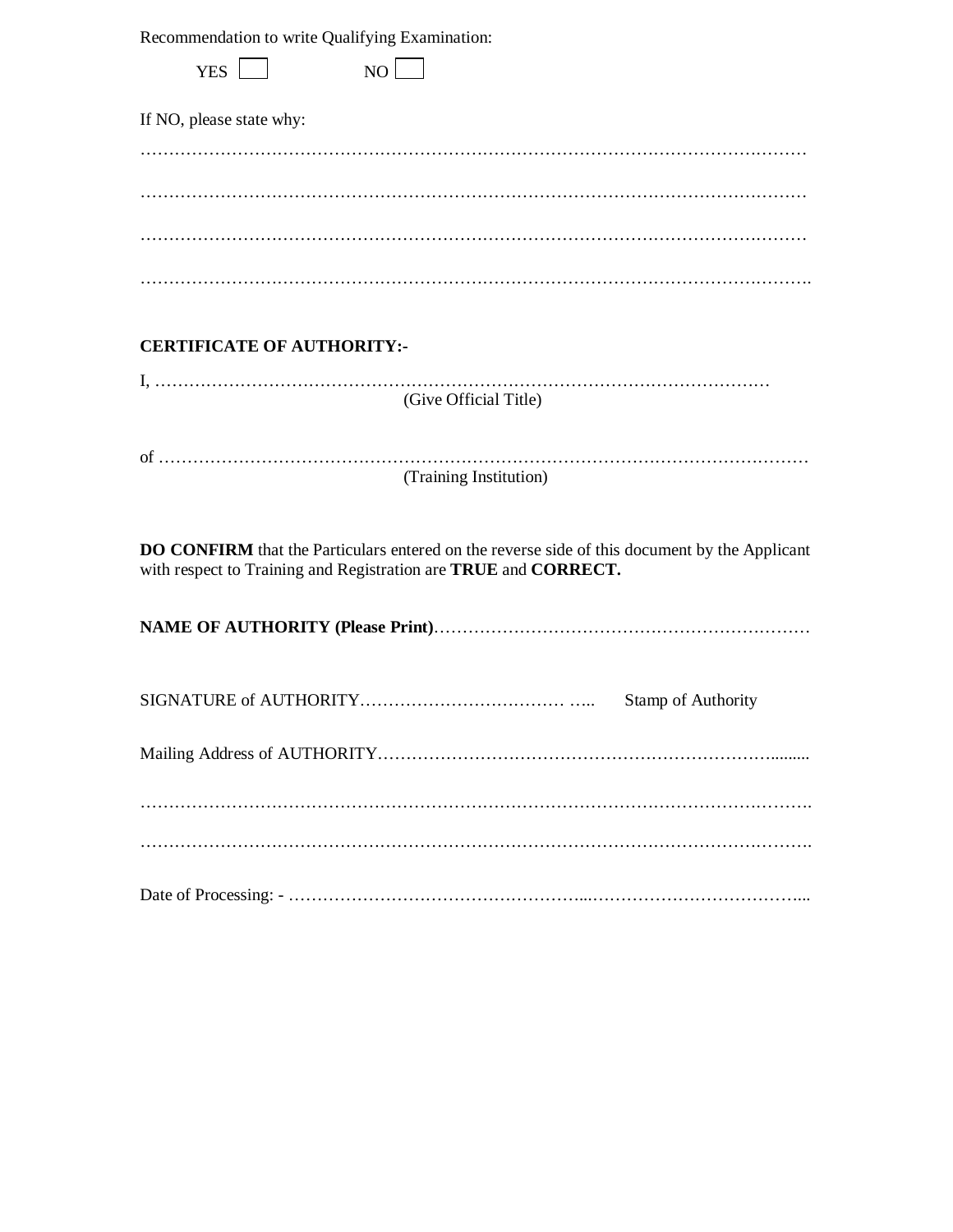Recommendation to write Qualifying Examination:

YES ☐ NO ☐

If NO, please state why:

…………………………………………………………………………………………………………

…………………………………………………………………………………………………………

…………………………………………………………………………………………………………

………………………………………………………………………………………………………….

**CERTIFICATE OF AUTHORITY:-**

I, ……………………………………………………………………………………………
(Give Official Title)

of ……………………………………………………………………………………………………
(Training Institution)

**DO CONFIRM** that the Particulars entered on the reverse side of this document by the Applicant with respect to Training and Registration are **TRUE** and **CORRECT.**

**NAME OF AUTHORITY (Please Print)**…………………………………………………………

SIGNATURE of AUTHORITY……………………………… ….. Stamp of Authority

Mailing Address of AUTHORITY……………………………………………………………........

………………………………………………………………………………………………………….

………………………………………………………………………………………………………….

Date of Processing: - …………………………………………...………………………………...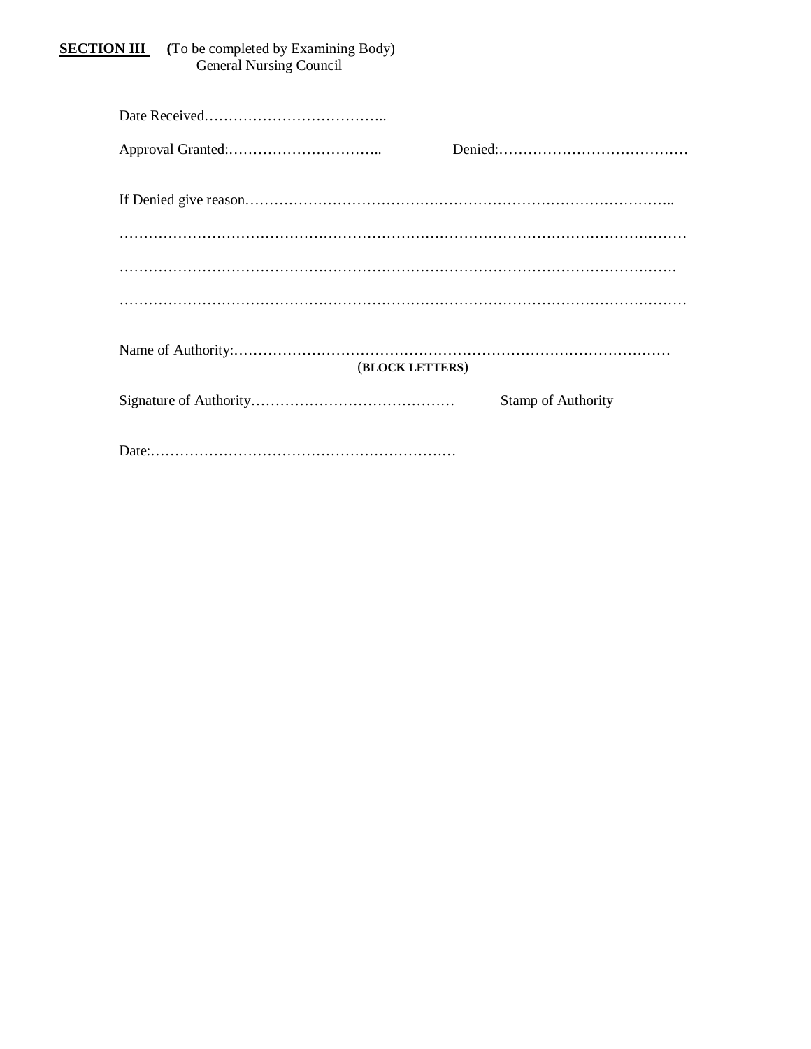**<u>SECTION III</u>** **(**To be completed by Examining Body)
General Nursing Council

Date Received………………………………..

Approval Granted:………………………….. Denied:…………………………………

If Denied give reason…………………………………………………………………………..

…………………………………………………………………………………………………

……………………………………………………………………………………………….

…………………………………………………………………………………………………

Name of Authority:……………………………………………………………………………
(**BLOCK LETTERS**)

Signature of Authority…………………………………… Stamp of Authority

Date:………………………………………………………